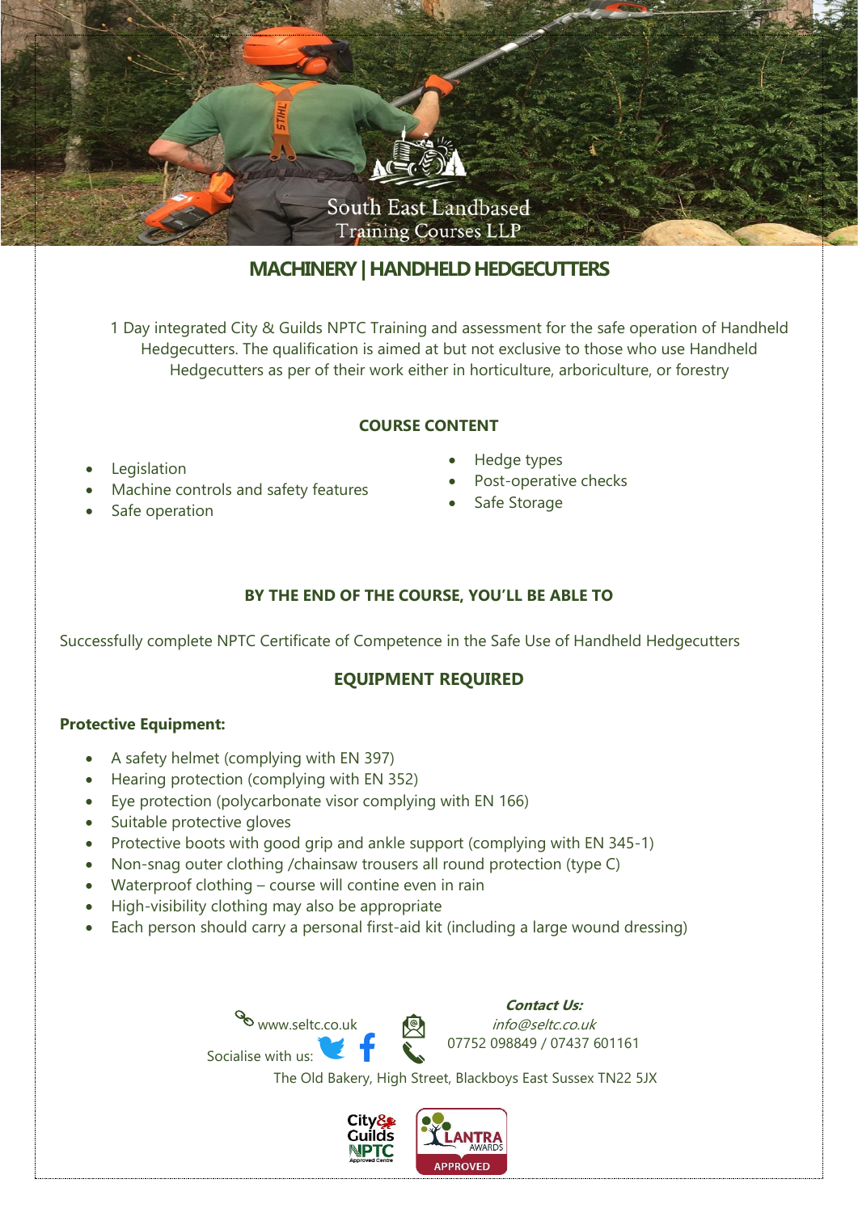South East Landbased Training Courses LLP

# MACHINERY | HANDHELD HEDGECUTTERS

1 Day integrated City & Guilds NPTC Training and assessment for the safe operation of Handheld Hedgecutters. The qualification is aimed at but not exclusive to those who use Handheld Hedgecutters as per of their work either in horticulture, arboriculture, or forestry

## COURSE CONTENT

- Legislation
- Machine controls and safety features
- Safe operation
- Hedge types
- Post-operative checks
- Safe Storage

## BY THE END OF THE COURSE, YOU'LL BE ABLE TO

Successfully complete NPTC Certificate of Competence in the Safe Use of Handheld Hedgecutters

## EQUIPMENT REQUIRED

**Protective Equipment:**

- A safety helmet (complying with EN 397)
- Hearing protection (complying with EN 352)
- Eye protection (polycarbonate visor complying with EN 166)
- Suitable protective gloves
- Protective boots with good grip and ankle support (complying with EN 345-1)
- Non-snag outer clothing /chainsaw trousers all round protection (type C)
- Waterproof clothing – course will contine even in rain
- High-visibility clothing may also be appropriate
- Each person should carry a personal first-aid kit (including a large wound dressing)

www.seltc.co.uk

Socialise with us:

***Contact Us:***

*info@seltc.co.uk*

07752 098849 / 07437 601161

The Old Bakery, High Street, Blackboys East Sussex TN22 5JX

City & Guilds NPTC Approved Centre

LANTRA AWARDS APPROVED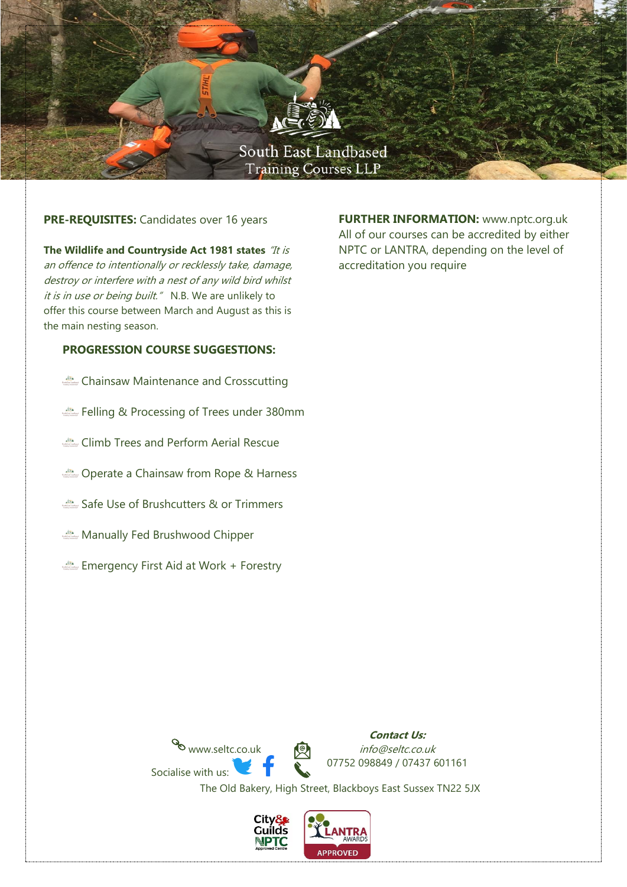South East Landbased Training Courses LLP

**PRE-REQUISITES:** Candidates over 16 years

**The Wildlife and Countryside Act 1981 states** *"It is an offence to intentionally or recklessly take, damage, destroy or interfere with a nest of any wild bird whilst it is in use or being built."* N.B. We are unlikely to offer this course between March and August as this is the main nesting season.

**PROGRESSION COURSE SUGGESTIONS:**

- Chainsaw Maintenance and Crosscutting
- Felling & Processing of Trees under 380mm
- Climb Trees and Perform Aerial Rescue
- Operate a Chainsaw from Rope & Harness
- Safe Use of Brushcutters & or Trimmers
- Manually Fed Brushwood Chipper
- Emergency First Aid at Work + Forestry

**FURTHER INFORMATION:** www.nptc.org.uk
All of our courses can be accredited by either NPTC or LANTRA, depending on the level of accreditation you require

www.seltc.co.uk

Socialise with us:

***Contact Us:***
*info@seltc.co.uk*
07752 098849 / 07437 601161

The Old Bakery, High Street, Blackboys East Sussex TN22 5JX

City & Guilds NPTC Approved Centre

LANTRA AWARDS APPROVED